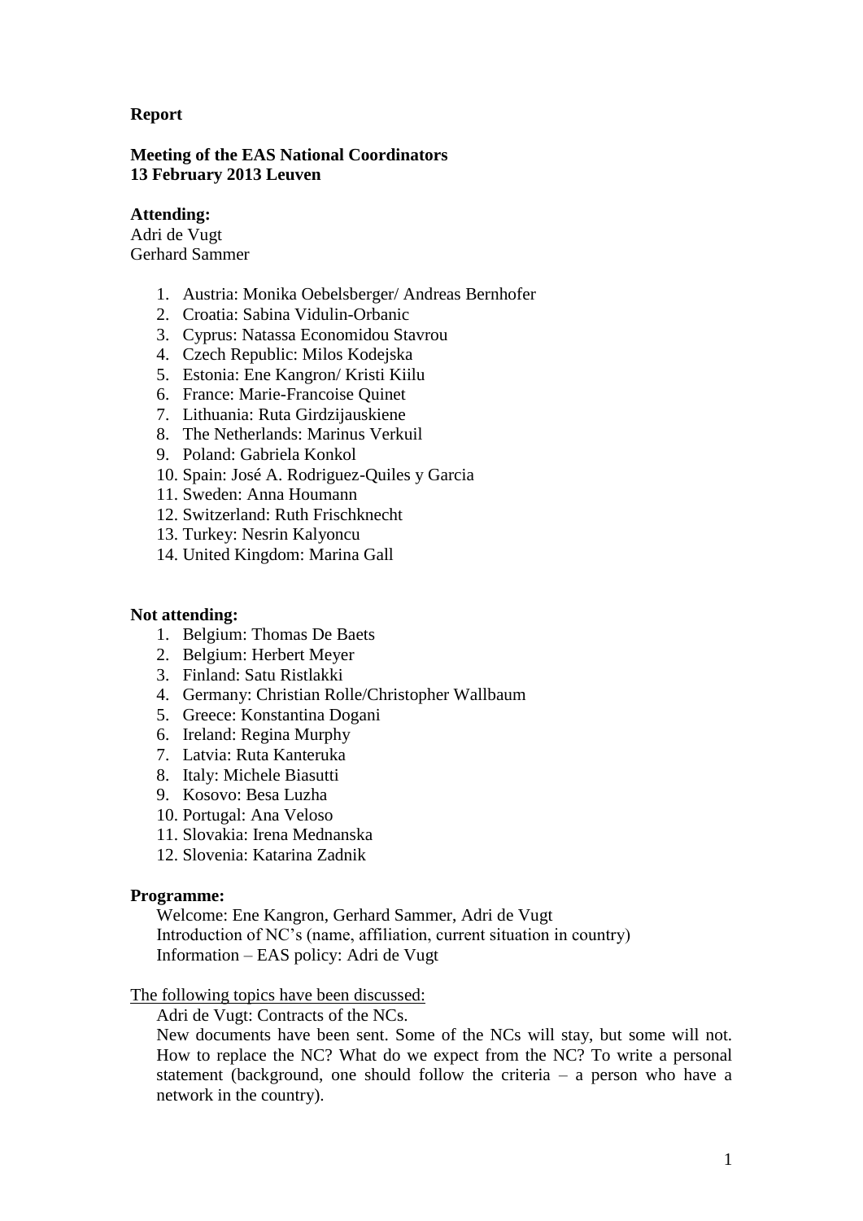**Report**

**Meeting of the EAS National Coordinators**
**13 February 2013 Leuven**

**Attending:**
Adri de Vugt
Gerhard Sammer

1. Austria: Monika Oebelsberger/ Andreas Bernhofer
2. Croatia: Sabina Vidulin-Orbanic
3. Cyprus: Natassa Economidou Stavrou
4. Czech Republic: Milos Kodejska
5. Estonia: Ene Kangron/ Kristi Kiilu
6. France: Marie-Francoise Quinet
7. Lithuania: Ruta Girdzijauskiene
8. The Netherlands: Marinus Verkuil
9. Poland: Gabriela Konkol
10. Spain: José A. Rodriguez-Quiles y Garcia
11. Sweden: Anna Houmann
12. Switzerland: Ruth Frischknecht
13. Turkey: Nesrin Kalyoncu
14. United Kingdom: Marina Gall

**Not attending:**

1. Belgium: Thomas De Baets
2. Belgium: Herbert Meyer
3. Finland: Satu Ristlakki
4. Germany: Christian Rolle/Christopher Wallbaum
5. Greece: Konstantina Dogani
6. Ireland: Regina Murphy
7. Latvia: Ruta Kanteruka
8. Italy: Michele Biasutti
9. Kosovo: Besa Luzha
10. Portugal: Ana Veloso
11. Slovakia: Irena Mednanska
12. Slovenia: Katarina Zadnik

**Programme:**

Welcome: Ene Kangron, Gerhard Sammer, Adri de Vugt
Introduction of NC's (name, affiliation, current situation in country)
Information – EAS policy: Adri de Vugt

The following topics have been discussed:

Adri de Vugt: Contracts of the NCs.
New documents have been sent. Some of the NCs will stay, but some will not. How to replace the NC? What do we expect from the NC? To write a personal statement (background, one should follow the criteria – a person who have a network in the country).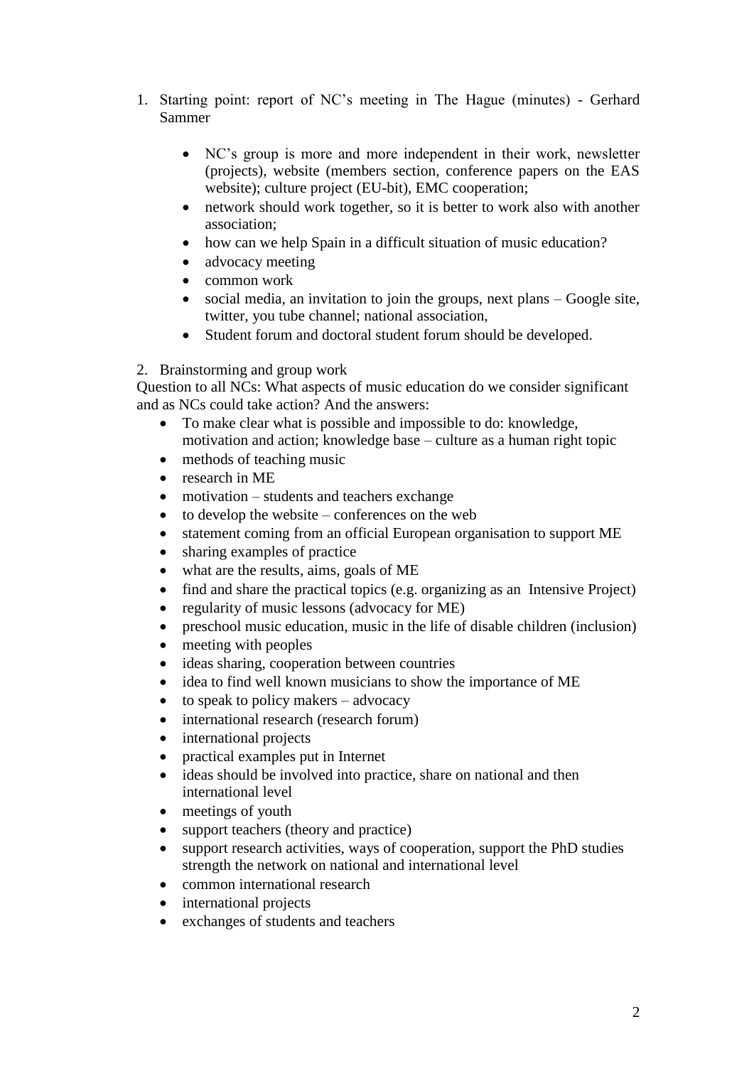1. Starting point: report of NC's meeting in The Hague (minutes) - Gerhard Sammer

   - NC's group is more and more independent in their work, newsletter (projects), website (members section, conference papers on the EAS website); culture project (EU-bit), EMC cooperation;
   - network should work together, so it is better to work also with another association;
   - how can we help Spain in a difficult situation of music education?
   - advocacy meeting
   - common work
   - social media, an invitation to join the groups, next plans – Google site, twitter, you tube channel; national association,
   - Student forum and doctoral student forum should be developed.

2. Brainstorming and group work

Question to all NCs: What aspects of music education do we consider significant and as NCs could take action? And the answers:

- To make clear what is possible and impossible to do: knowledge, motivation and action; knowledge base – culture as a human right topic
- methods of teaching music
- research in ME
- motivation – students and teachers exchange
- to develop the website – conferences on the web
- statement coming from an official European organisation to support ME
- sharing examples of practice
- what are the results, aims, goals of ME
- find and share the practical topics (e.g. organizing as an Intensive Project)
- regularity of music lessons (advocacy for ME)
- preschool music education, music in the life of disable children (inclusion)
- meeting with peoples
- ideas sharing, cooperation between countries
- idea to find well known musicians to show the importance of ME
- to speak to policy makers – advocacy
- international research (research forum)
- international projects
- practical examples put in Internet
- ideas should be involved into practice, share on national and then international level
- meetings of youth
- support teachers (theory and practice)
- support research activities, ways of cooperation, support the PhD studies strength the network on national and international level
- common international research
- international projects
- exchanges of students and teachers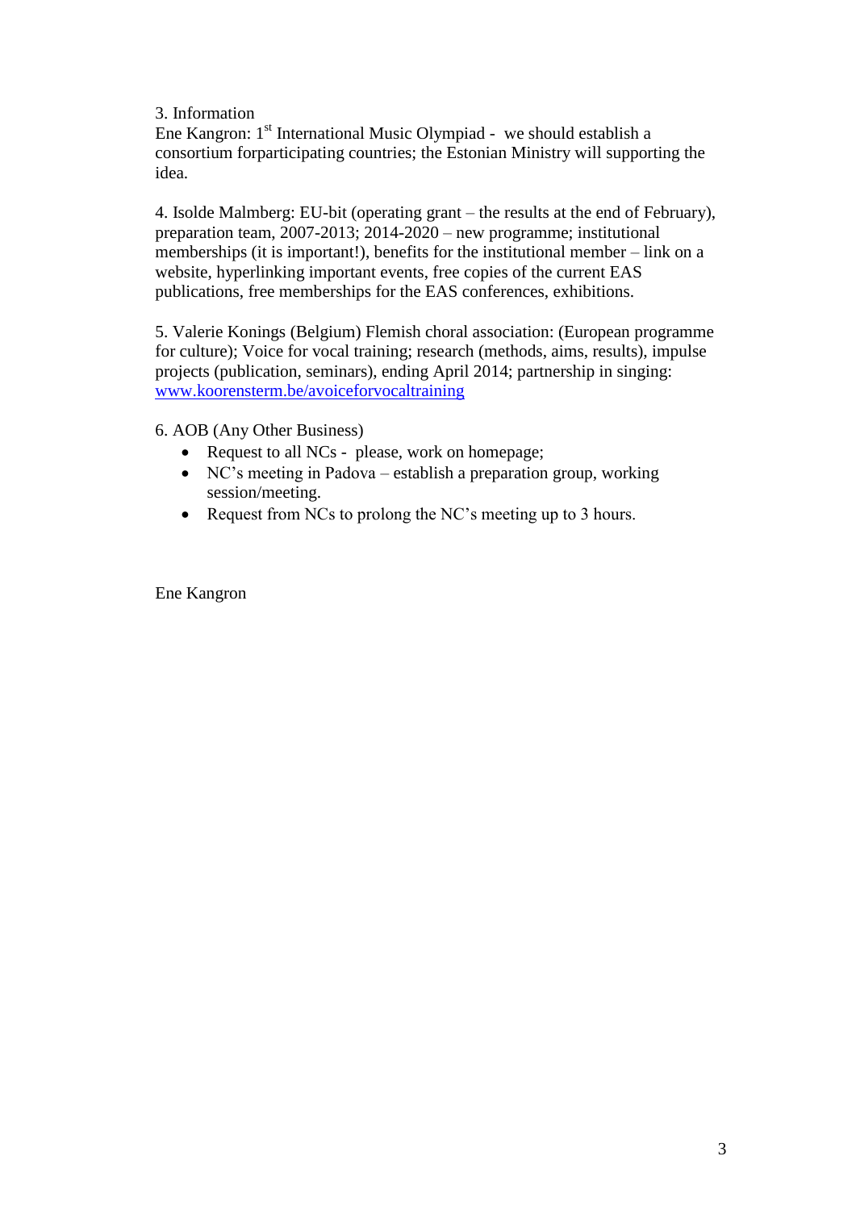3. Information
Ene Kangron: 1[st] International Music Olympiad - we should establish a consortium forparticipating countries; the Estonian Ministry will supporting the idea.

4. Isolde Malmberg: EU-bit (operating grant – the results at the end of February), preparation team, 2007-2013; 2014-2020 – new programme; institutional memberships (it is important!), benefits for the institutional member – link on a website, hyperlinking important events, free copies of the current EAS publications, free memberships for the EAS conferences, exhibitions.

5. Valerie Konings (Belgium) Flemish choral association: (European programme for culture); Voice for vocal training; research (methods, aims, results), impulse projects (publication, seminars), ending April 2014; partnership in singing: [www.koorensterm.be/avoiceforvocaltraining](http://www.koorensterm.be/avoiceforvocaltraining)

6. AOB (Any Other Business)

- Request to all NCs - please, work on homepage;
- NC's meeting in Padova – establish a preparation group, working session/meeting.
- Request from NCs to prolong the NC's meeting up to 3 hours.

Ene Kangron